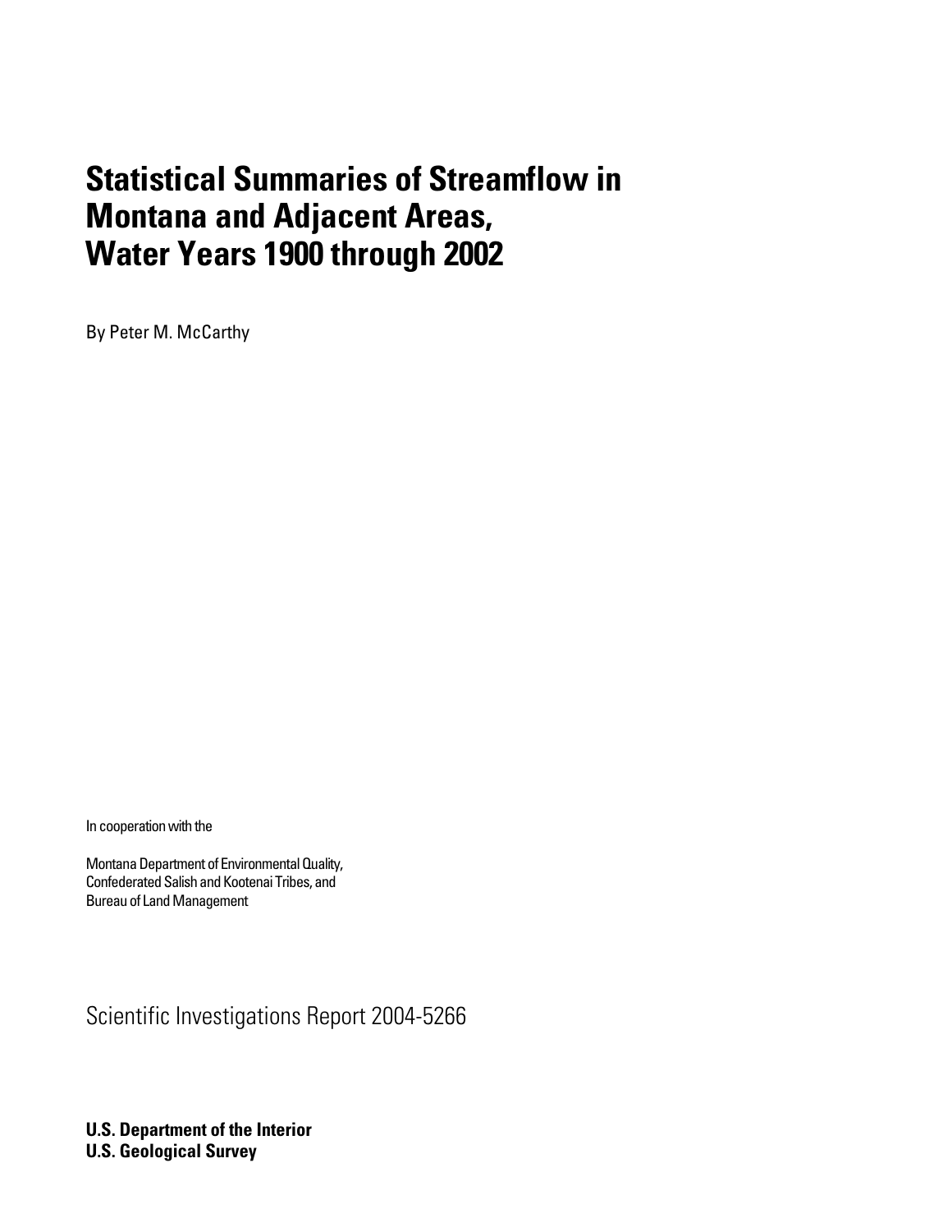# Statistical Summaries of Streamflow in Montana and Adjacent Areas, Water Years 1900 through 2002

By Peter M. McCarthy

In cooperation with the

Montana Department of Environmental Quality,
Confederated Salish and Kootenai Tribes, and
Bureau of Land Management

Scientific Investigations Report 2004-5266

**U.S. Department of the Interior**
**U.S. Geological Survey**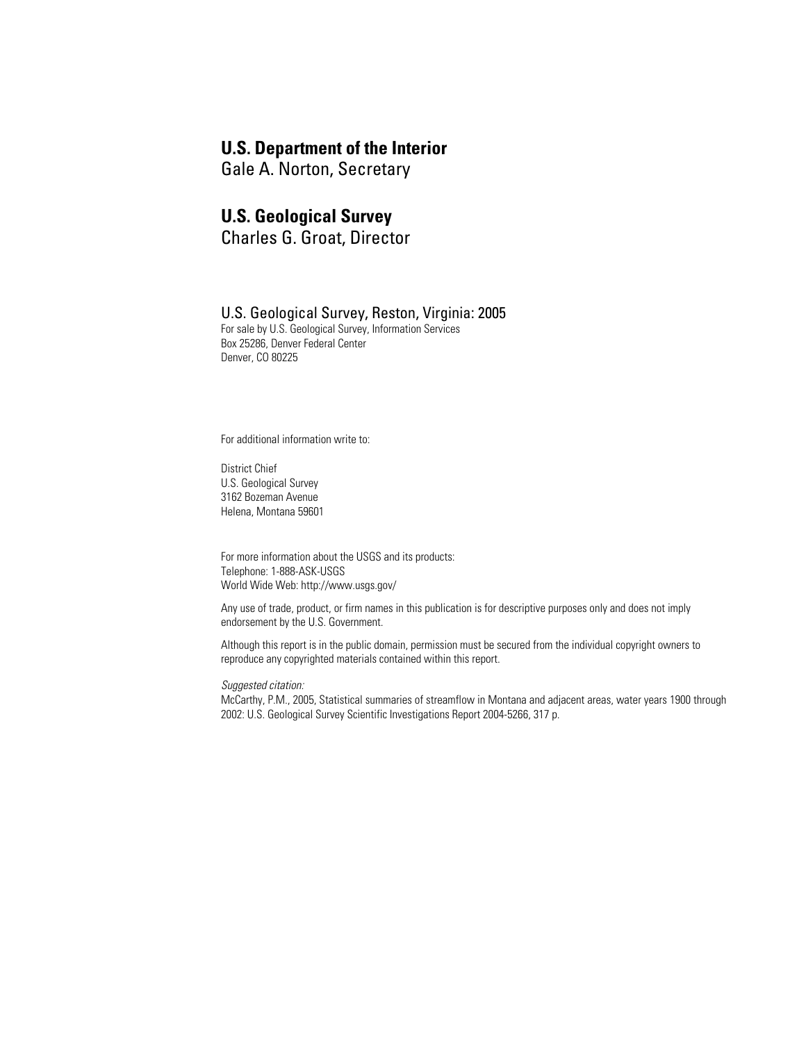**U.S. Department of the Interior**
Gale A. Norton, Secretary

**U.S. Geological Survey**
Charles G. Groat, Director

U.S. Geological Survey, Reston, Virginia: 2005
For sale by U.S. Geological Survey, Information Services
Box 25286, Denver Federal Center
Denver, CO 80225

For additional information write to:

District Chief
U.S. Geological Survey
3162 Bozeman Avenue
Helena, Montana 59601

For more information about the USGS and its products:
Telephone: 1-888-ASK-USGS
World Wide Web: http://www.usgs.gov/

Any use of trade, product, or firm names in this publication is for descriptive purposes only and does not imply endorsement by the U.S. Government.

Although this report is in the public domain, permission must be secured from the individual copyright owners to reproduce any copyrighted materials contained within this report.

*Suggested citation:*
McCarthy, P.M., 2005, Statistical summaries of streamflow in Montana and adjacent areas, water years 1900 through 2002: U.S. Geological Survey Scientific Investigations Report 2004-5266, 317 p.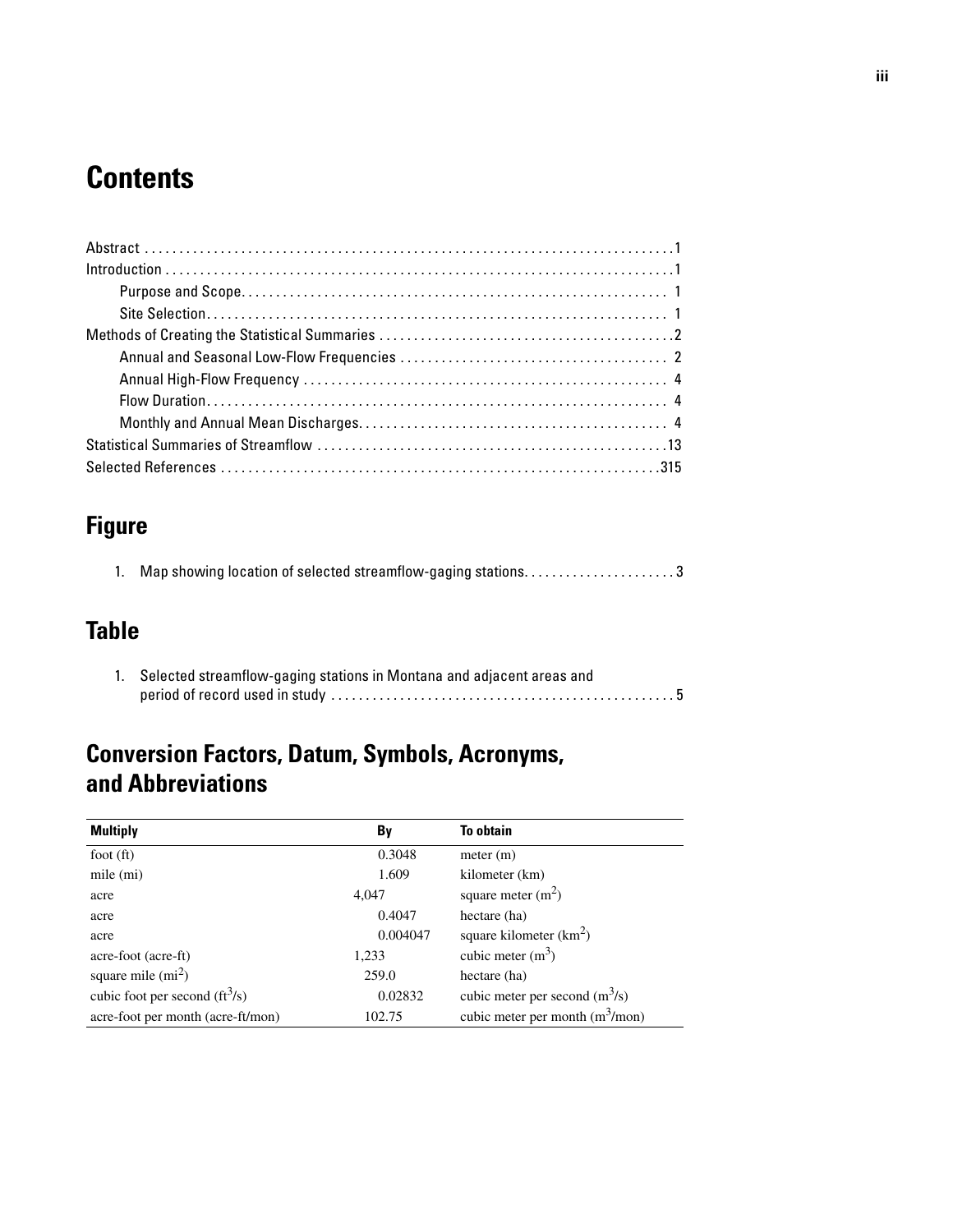# Contents

Abstract ....................................................................................1
Introduction ...............................................................................1
- Purpose and Scope.................................................................... 1
- Site Selection........................................................................... 1

Methods of Creating the Statistical Summaries ..........................................2
- Annual and Seasonal Low-Flow Frequencies ...................................... 2
- Annual High-Flow Frequency ........................................................ 4
- Flow Duration.......................................................................... 4
- Monthly and Annual Mean Discharges............................................. 4

Statistical Summaries of Streamflow ..................................................13
Selected References .................................................................315

## Figure

1. Map showing location of selected streamflow-gaging stations......................3

## Table

1. Selected streamflow-gaging stations in Montana and adjacent areas and period of record used in study ..................................................5

## Conversion Factors, Datum, Symbols, Acronyms, and Abbreviations

| Multiply | By | To obtain |
|---|---|---|
| foot (ft) | 0.3048 | meter (m) |
| mile (mi) | 1.609 | kilometer (km) |
| acre | 4,047 | square meter ($m^2$) |
| acre | 0.4047 | hectare (ha) |
| acre | 0.004047 | square kilometer ($km^2$) |
| acre-foot (acre-ft) | 1,233 | cubic meter ($m^3$) |
| square mile ($mi^2$) | 259.0 | hectare (ha) |
| cubic foot per second ($ft^3/s$) | 0.02832 | cubic meter per second ($m^3/s$) |
| acre-foot per month (acre-ft/mon) | 102.75 | cubic meter per month ($m^3/mon$) |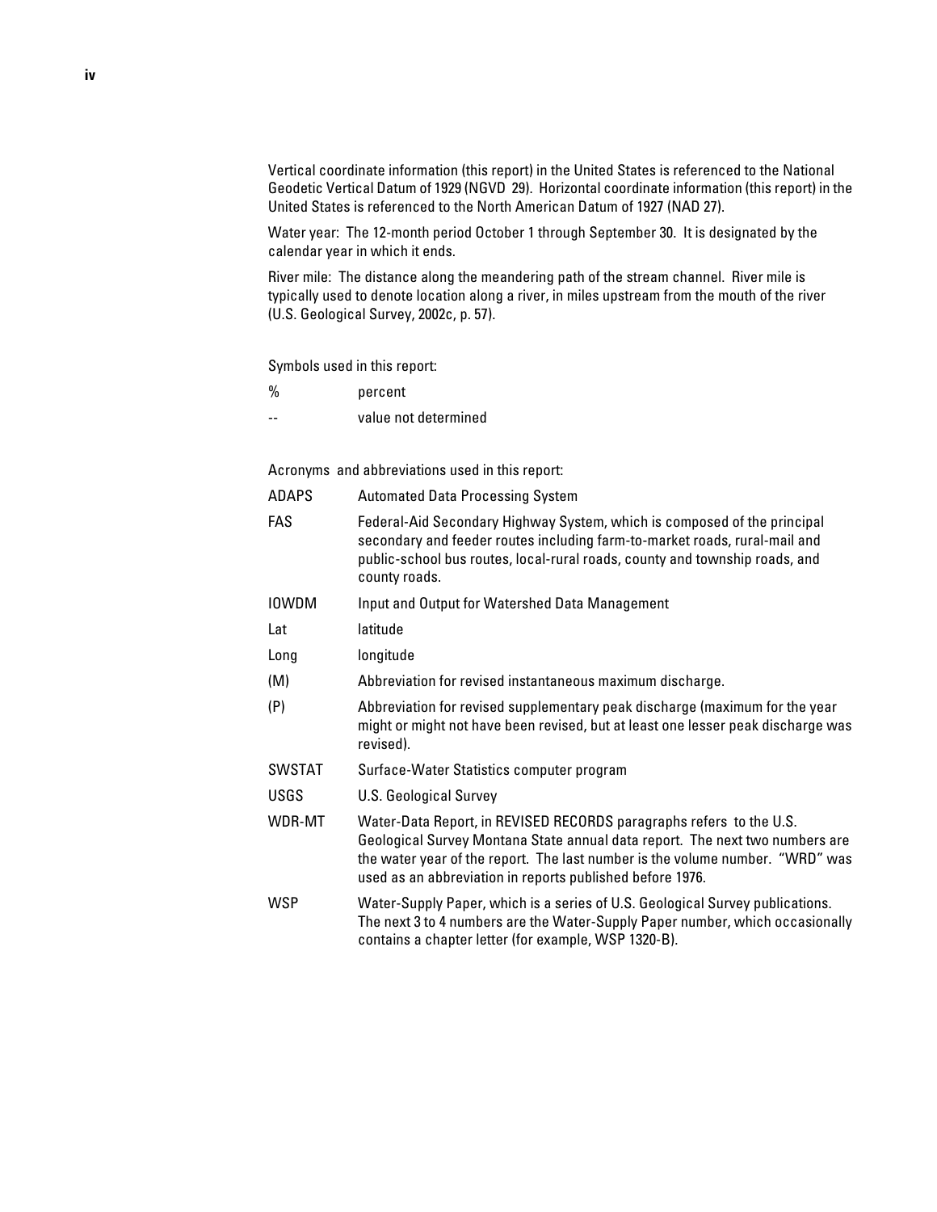Vertical coordinate information (this report) in the United States is referenced to the National Geodetic Vertical Datum of 1929 (NGVD 29). Horizontal coordinate information (this report) in the United States is referenced to the North American Datum of 1927 (NAD 27).

Water year: The 12-month period October 1 through September 30. It is designated by the calendar year in which it ends.

River mile: The distance along the meandering path of the stream channel. River mile is typically used to denote location along a river, in miles upstream from the mouth of the river (U.S. Geological Survey, 2002c, p. 57).

Symbols used in this report:

| | |
|---|---|
| % | percent |
| -- | value not determined |

Acronyms and abbreviations used in this report:

| | |
|---|---|
| ADAPS | Automated Data Processing System |
| FAS | Federal-Aid Secondary Highway System, which is composed of the principal secondary and feeder routes including farm-to-market roads, rural-mail and public-school bus routes, local-rural roads, county and township roads, and county roads. |
| IOWDM | Input and Output for Watershed Data Management |
| Lat | latitude |
| Long | longitude |
| (M) | Abbreviation for revised instantaneous maximum discharge. |
| (P) | Abbreviation for revised supplementary peak discharge (maximum for the year might or might not have been revised, but at least one lesser peak discharge was revised). |
| SWSTAT | Surface-Water Statistics computer program |
| USGS | U.S. Geological Survey |
| WDR-MT | Water-Data Report, in REVISED RECORDS paragraphs refers to the U.S. Geological Survey Montana State annual data report. The next two numbers are the water year of the report. The last number is the volume number. "WRD" was used as an abbreviation in reports published before 1976. |
| WSP | Water-Supply Paper, which is a series of U.S. Geological Survey publications. The next 3 to 4 numbers are the Water-Supply Paper number, which occasionally contains a chapter letter (for example, WSP 1320-B). |